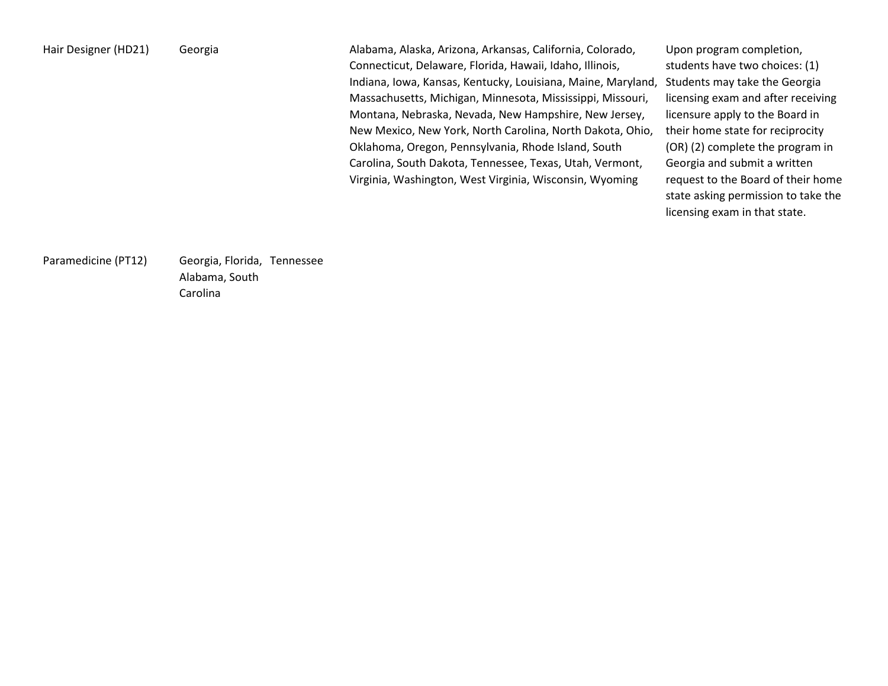| | | | |
|---|---|---|---|
| Hair Designer (HD21) | Georgia | Alabama, Alaska, Arizona, Arkansas, California, Colorado, Connecticut, Delaware, Florida, Hawaii, Idaho, Illinois, Indiana, Iowa, Kansas, Kentucky, Louisiana, Maine, Maryland, Massachusetts, Michigan, Minnesota, Mississippi, Missouri, Montana, Nebraska, Nevada, New Hampshire, New Jersey, New Mexico, New York, North Carolina, North Dakota, Ohio, Oklahoma, Oregon, Pennsylvania, Rhode Island, South Carolina, South Dakota, Tennessee, Texas, Utah, Vermont, Virginia, Washington, West Virginia, Wisconsin, Wyoming | Upon program completion, students have two choices: (1) Students may take the Georgia licensing exam and after receiving licensure apply to the Board in their home state for reciprocity (OR) (2) complete the program in Georgia and submit a written request to the Board of their home state asking permission to take the licensing exam in that state. |
| Paramedicine (PT12) | Georgia, Florida, Tennessee Alabama, South Carolina | | |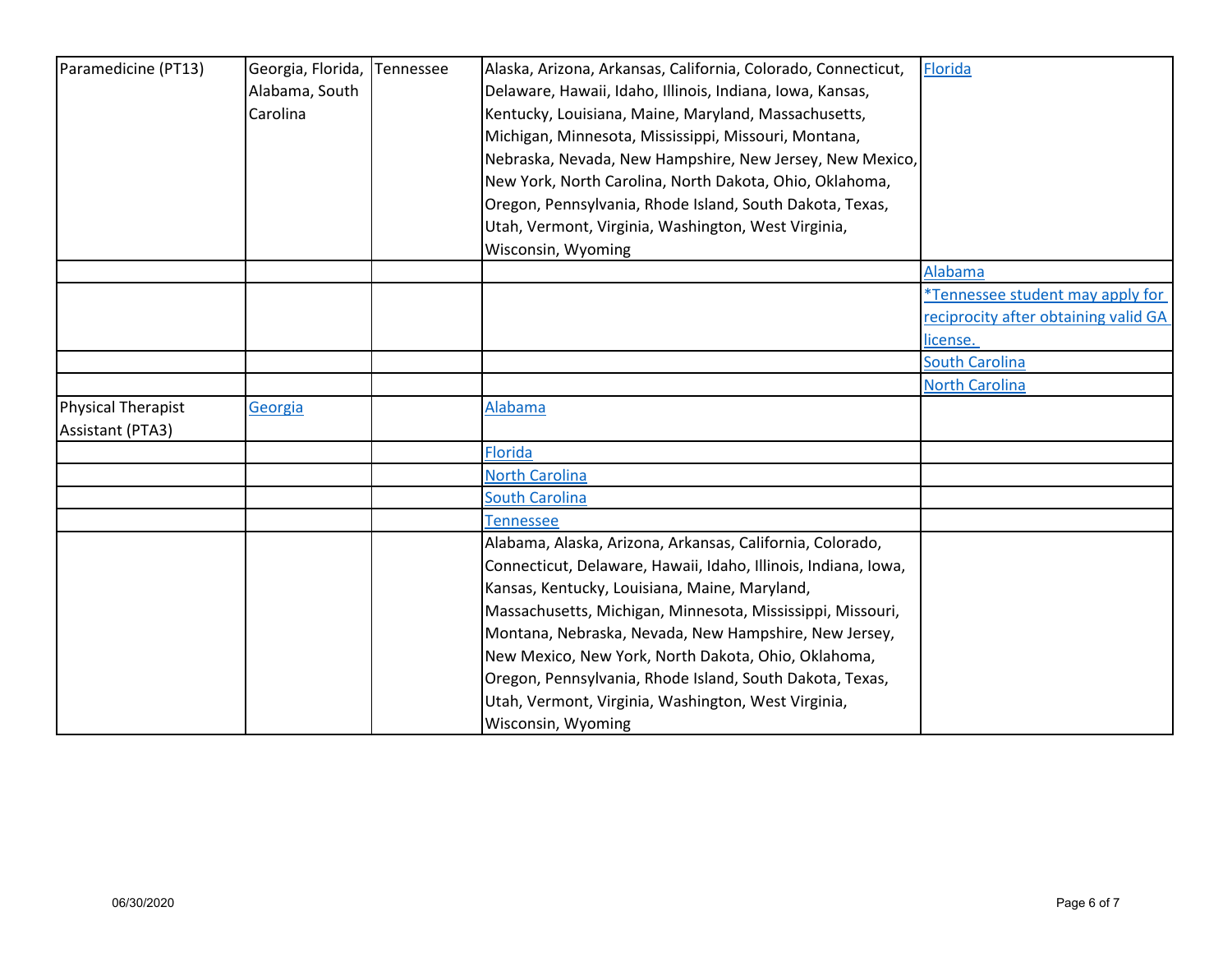| | | | | |
|---|---|---|---|---|
| Paramedicine (PT13) | Georgia, Florida, Alabama, South Carolina | Tennessee | Alaska, Arizona, Arkansas, California, Colorado, Connecticut, Delaware, Hawaii, Idaho, Illinois, Indiana, Iowa, Kansas, Kentucky, Louisiana, Maine, Maryland, Massachusetts, Michigan, Minnesota, Mississippi, Missouri, Montana, Nebraska, Nevada, New Hampshire, New Jersey, New Mexico, New York, North Carolina, North Dakota, Ohio, Oklahoma, Oregon, Pennsylvania, Rhode Island, South Dakota, Texas, Utah, Vermont, Virginia, Washington, West Virginia, Wisconsin, Wyoming | Florida |
| | | | | Alabama |
| | | | | *Tennessee student may apply for reciprocity after obtaining valid GA license. |
| | | | | South Carolina |
| | | | | North Carolina |
| Physical Therapist Assistant (PTA3) | Georgia | | Alabama | |
| | | | Florida | |
| | | | North Carolina | |
| | | | South Carolina | |
| | | | Tennessee | |
| | | | Alabama, Alaska, Arizona, Arkansas, California, Colorado, Connecticut, Delaware, Hawaii, Idaho, Illinois, Indiana, Iowa, Kansas, Kentucky, Louisiana, Maine, Maryland, Massachusetts, Michigan, Minnesota, Mississippi, Missouri, Montana, Nebraska, Nevada, New Hampshire, New Jersey, New Mexico, New York, North Dakota, Ohio, Oklahoma, Oregon, Pennsylvania, Rhode Island, South Dakota, Texas, Utah, Vermont, Virginia, Washington, West Virginia, Wisconsin, Wyoming | |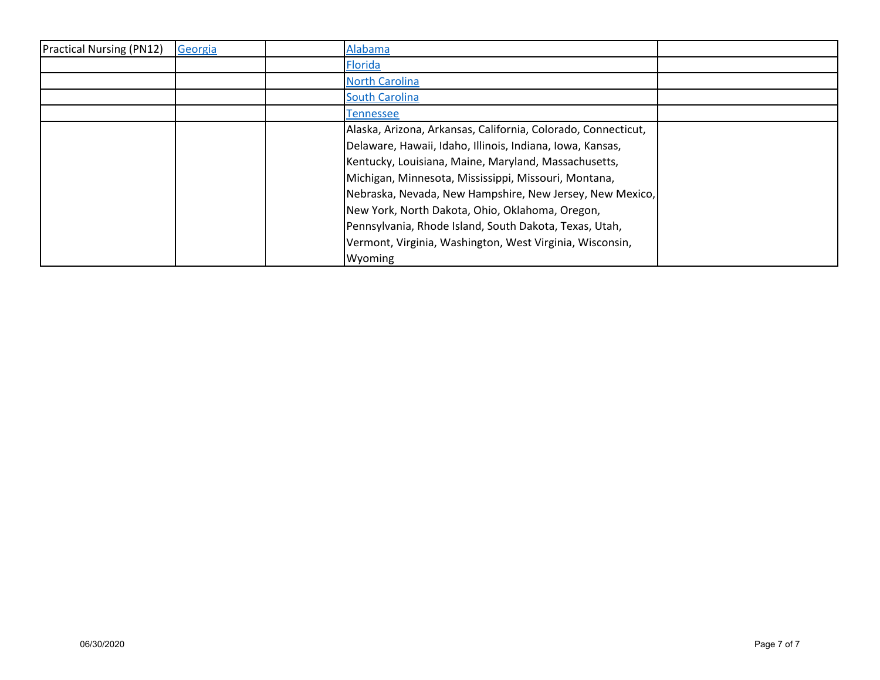| | | | | |
|---|---|---|---|---|
| Practical Nursing (PN12) | Georgia | | Alabama | |
| | | | Florida | |
| | | | North Carolina | |
| | | | South Carolina | |
| | | | Tennessee | |
| | | | Alaska, Arizona, Arkansas, California, Colorado, Connecticut, Delaware, Hawaii, Idaho, Illinois, Indiana, Iowa, Kansas, Kentucky, Louisiana, Maine, Maryland, Massachusetts, Michigan, Minnesota, Mississippi, Missouri, Montana, Nebraska, Nevada, New Hampshire, New Jersey, New Mexico, New York, North Dakota, Ohio, Oklahoma, Oregon, Pennsylvania, Rhode Island, South Dakota, Texas, Utah, Vermont, Virginia, Washington, West Virginia, Wisconsin, Wyoming | |

06/30/2020